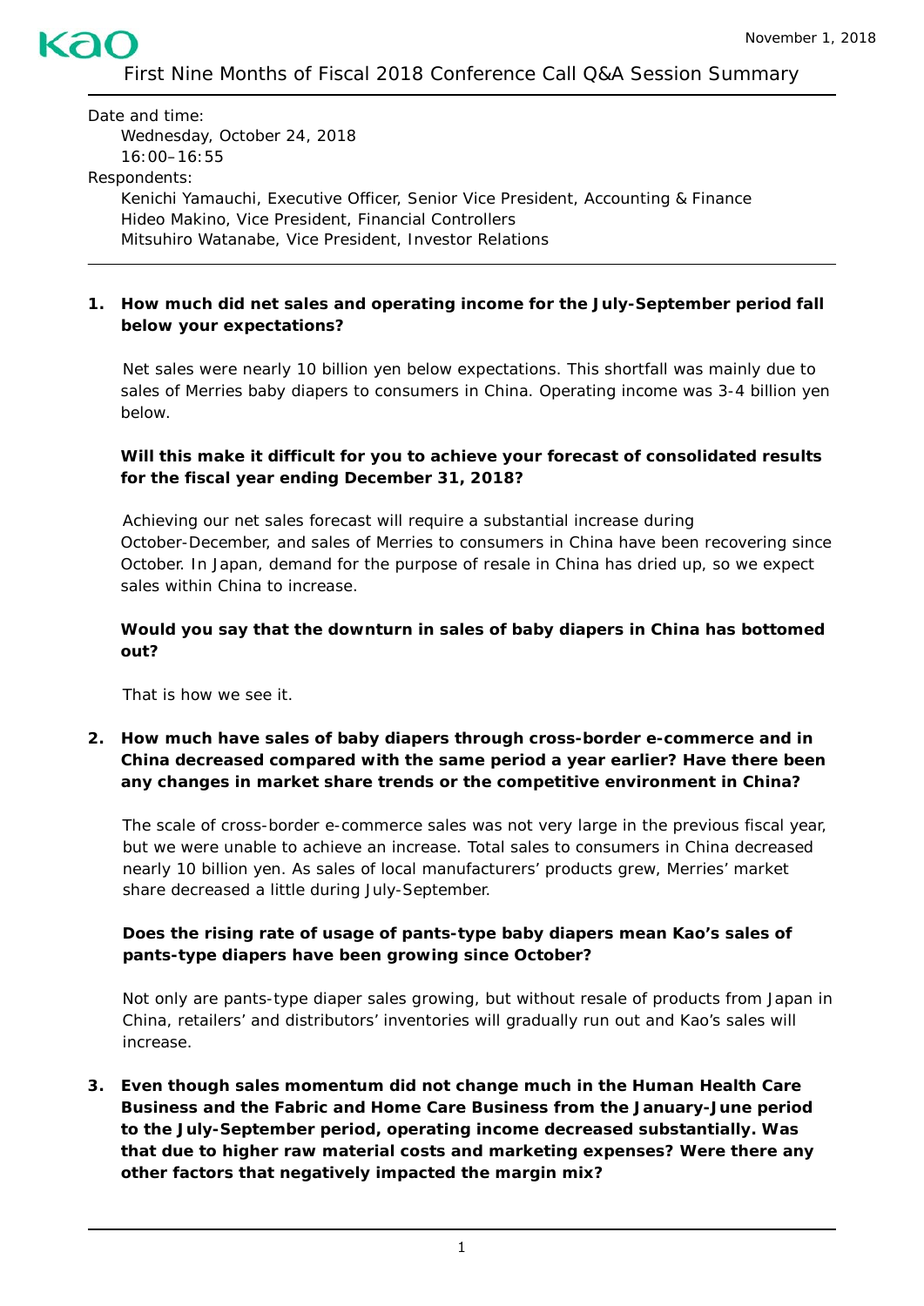Kao

November 1, 2018

# First Nine Months of Fiscal 2018 Conference Call Q&A Session Summary

Date and time:
Wednesday, October 24, 2018
16:00–16:55

Respondents:
Kenichi Yamauchi, Executive Officer, Senior Vice President, Accounting & Finance
Hideo Makino, Vice President, Financial Controllers
Mitsuhiro Watanabe, Vice President, Investor Relations

---

1. **How much did net sales and operating income for the July-September period fall below your expectations?**

   Net sales were nearly 10 billion yen below expectations. This shortfall was mainly due to sales of Merries baby diapers to consumers in China. Operating income was 3-4 billion yen below.

   **Will this make it difficult for you to achieve your forecast of consolidated results for the fiscal year ending December 31, 2018?**

   Achieving our net sales forecast will require a substantial increase during October-December, and sales of Merries to consumers in China have been recovering since October. In Japan, demand for the purpose of resale in China has dried up, so we expect sales within China to increase.

   **Would you say that the downturn in sales of baby diapers in China has bottomed out?**

   That is how we see it.

2. **How much have sales of baby diapers through cross-border e-commerce and in China decreased compared with the same period a year earlier? Have there been any changes in market share trends or the competitive environment in China?**

   The scale of cross-border e-commerce sales was not very large in the previous fiscal year, but we were unable to achieve an increase. Total sales to consumers in China decreased nearly 10 billion yen. As sales of local manufacturers' products grew, Merries' market share decreased a little during July-September.

   **Does the rising rate of usage of pants-type baby diapers mean Kao's sales of pants-type diapers have been growing since October?**

   Not only are pants-type diaper sales growing, but without resale of products from Japan in China, retailers' and distributors' inventories will gradually run out and Kao's sales will increase.

3. **Even though sales momentum did not change much in the Human Health Care Business and the Fabric and Home Care Business from the January-June period to the July-September period, operating income decreased substantially. Was that due to higher raw material costs and marketing expenses? Were there any other factors that negatively impacted the margin mix?**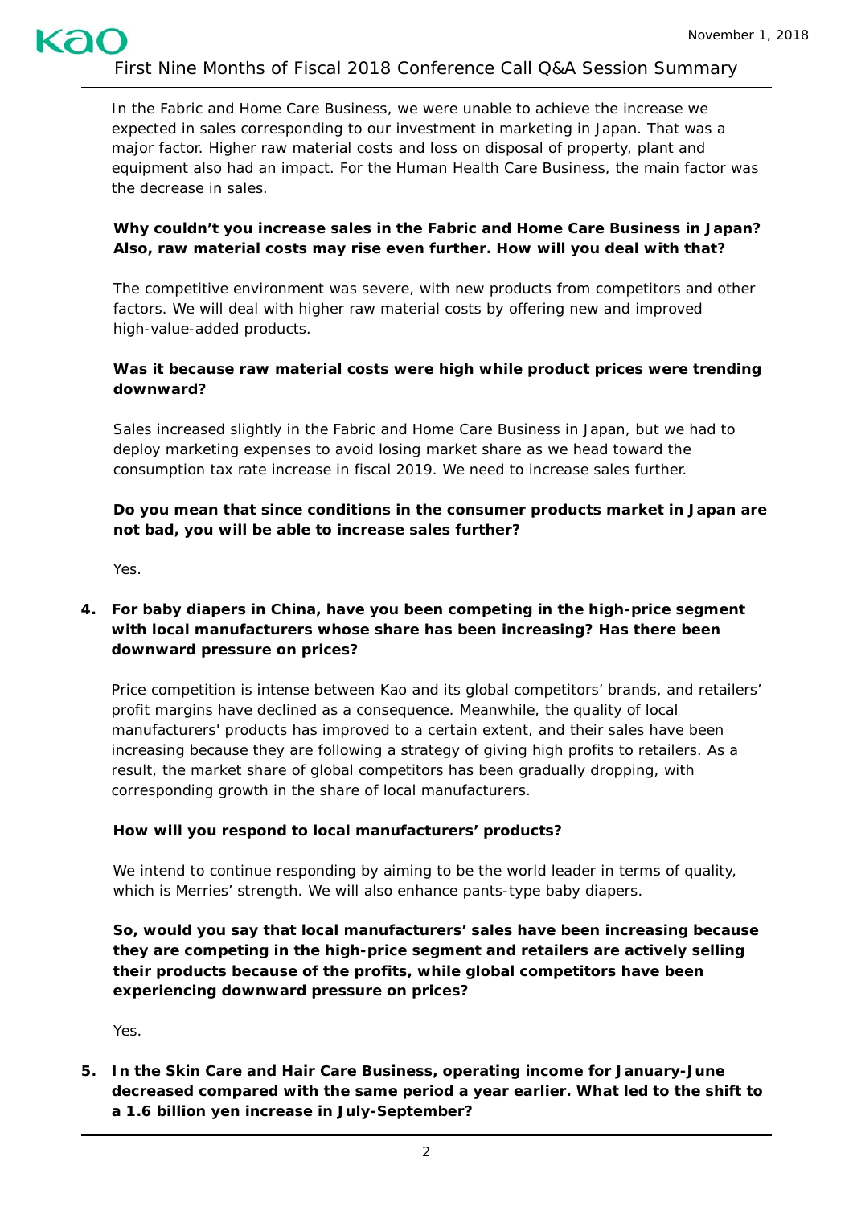In the Fabric and Home Care Business, we were unable to achieve the increase we expected in sales corresponding to our investment in marketing in Japan. That was a major factor. Higher raw material costs and loss on disposal of property, plant and equipment also had an impact. For the Human Health Care Business, the main factor was the decrease in sales.

**Why couldn't you increase sales in the Fabric and Home Care Business in Japan? Also, raw material costs may rise even further. How will you deal with that?**

The competitive environment was severe, with new products from competitors and other factors. We will deal with higher raw material costs by offering new and improved high-value-added products.

**Was it because raw material costs were high while product prices were trending downward?**

Sales increased slightly in the Fabric and Home Care Business in Japan, but we had to deploy marketing expenses to avoid losing market share as we head toward the consumption tax rate increase in fiscal 2019. We need to increase sales further.

**Do you mean that since conditions in the consumer products market in Japan are not bad, you will be able to increase sales further?**

Yes.

4. **For baby diapers in China, have you been competing in the high-price segment with local manufacturers whose share has been increasing? Has there been downward pressure on prices?**

Price competition is intense between Kao and its global competitors' brands, and retailers' profit margins have declined as a consequence. Meanwhile, the quality of local manufacturers' products has improved to a certain extent, and their sales have been increasing because they are following a strategy of giving high profits to retailers. As a result, the market share of global competitors has been gradually dropping, with corresponding growth in the share of local manufacturers.

**How will you respond to local manufacturers' products?**

We intend to continue responding by aiming to be the world leader in terms of quality, which is Merries' strength. We will also enhance pants-type baby diapers.

**So, would you say that local manufacturers' sales have been increasing because they are competing in the high-price segment and retailers are actively selling their products because of the profits, while global competitors have been experiencing downward pressure on prices?**

Yes.

5. **In the Skin Care and Hair Care Business, operating income for January-June decreased compared with the same period a year earlier. What led to the shift to a 1.6 billion yen increase in July-September?**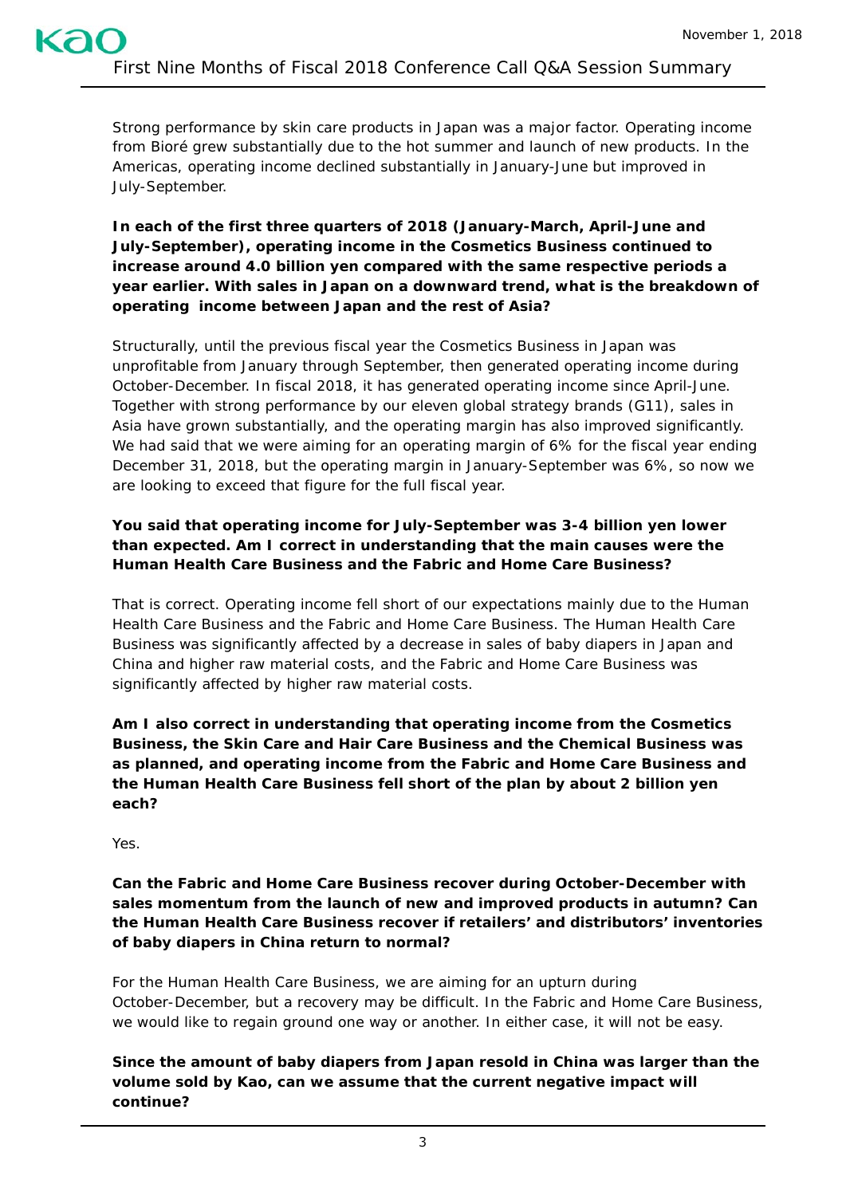Strong performance by skin care products in Japan was a major factor. Operating income from Bioré grew substantially due to the hot summer and launch of new products. In the Americas, operating income declined substantially in January-June but improved in July-September.

**In each of the first three quarters of 2018 (January-March, April-June and July-September), operating income in the Cosmetics Business continued to increase around 4.0 billion yen compared with the same respective periods a year earlier. With sales in Japan on a downward trend, what is the breakdown of operating income between Japan and the rest of Asia?**

Structurally, until the previous fiscal year the Cosmetics Business in Japan was unprofitable from January through September, then generated operating income during October-December. In fiscal 2018, it has generated operating income since April-June. Together with strong performance by our eleven global strategy brands (G11), sales in Asia have grown substantially, and the operating margin has also improved significantly. We had said that we were aiming for an operating margin of 6% for the fiscal year ending December 31, 2018, but the operating margin in January-September was 6%, so now we are looking to exceed that figure for the full fiscal year.

**You said that operating income for July-September was 3-4 billion yen lower than expected. Am I correct in understanding that the main causes were the Human Health Care Business and the Fabric and Home Care Business?**

That is correct. Operating income fell short of our expectations mainly due to the Human Health Care Business and the Fabric and Home Care Business. The Human Health Care Business was significantly affected by a decrease in sales of baby diapers in Japan and China and higher raw material costs, and the Fabric and Home Care Business was significantly affected by higher raw material costs.

**Am I also correct in understanding that operating income from the Cosmetics Business, the Skin Care and Hair Care Business and the Chemical Business was as planned, and operating income from the Fabric and Home Care Business and the Human Health Care Business fell short of the plan by about 2 billion yen each?**

Yes.

**Can the Fabric and Home Care Business recover during October-December with sales momentum from the launch of new and improved products in autumn? Can the Human Health Care Business recover if retailers' and distributors' inventories of baby diapers in China return to normal?**

For the Human Health Care Business, we are aiming for an upturn during October-December, but a recovery may be difficult. In the Fabric and Home Care Business, we would like to regain ground one way or another. In either case, it will not be easy.

**Since the amount of baby diapers from Japan resold in China was larger than the volume sold by Kao, can we assume that the current negative impact will continue?**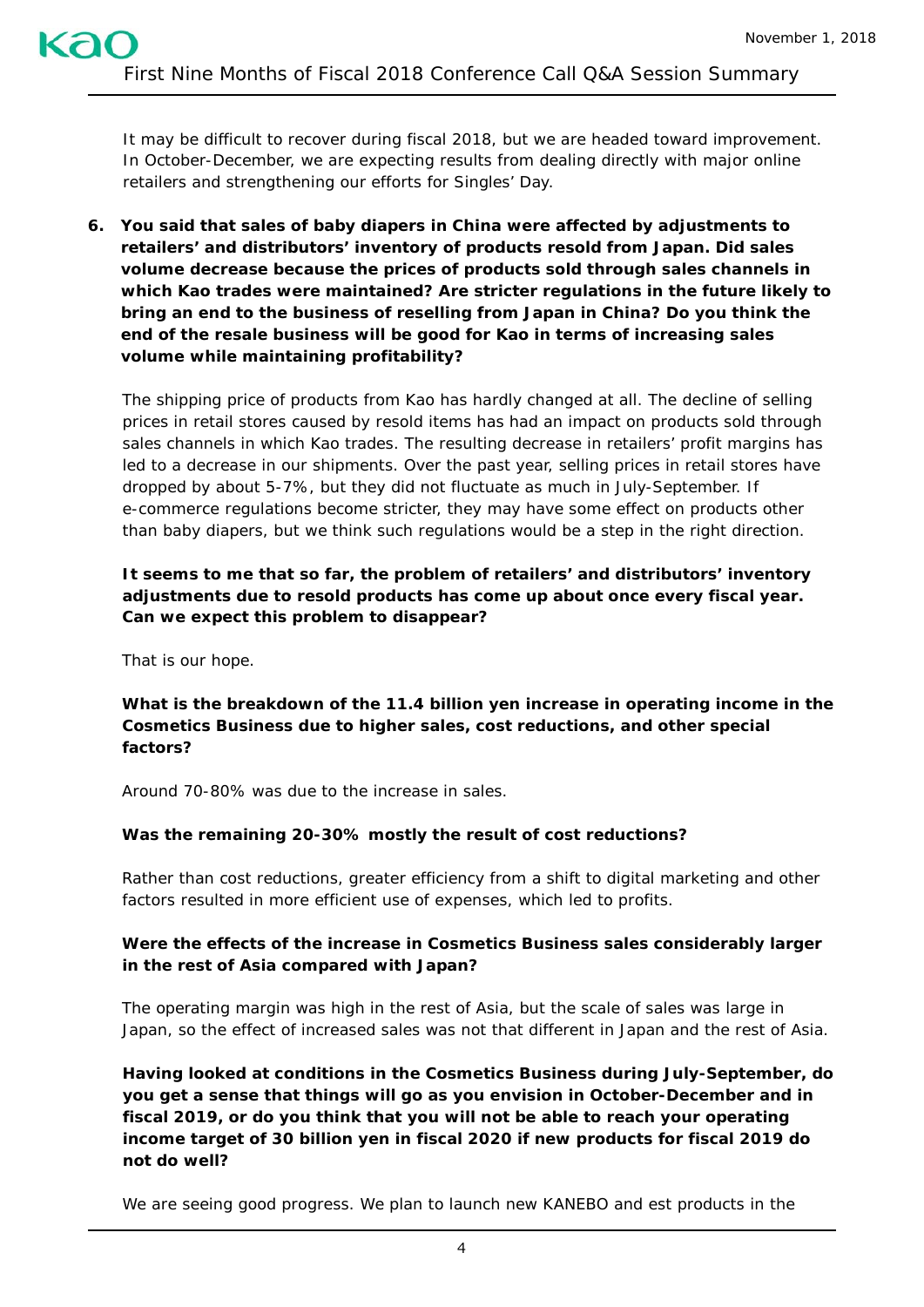It may be difficult to recover during fiscal 2018, but we are headed toward improvement. In October-December, we are expecting results from dealing directly with major online retailers and strengthening our efforts for Singles' Day.

6. **You said that sales of baby diapers in China were affected by adjustments to retailers' and distributors' inventory of products resold from Japan. Did sales volume decrease because the prices of products sold through sales channels in which Kao trades were maintained? Are stricter regulations in the future likely to bring an end to the business of reselling from Japan in China? Do you think the end of the resale business will be good for Kao in terms of increasing sales volume while maintaining profitability?**

   The shipping price of products from Kao has hardly changed at all. The decline of selling prices in retail stores caused by resold items has had an impact on products sold through sales channels in which Kao trades. The resulting decrease in retailers' profit margins has led to a decrease in our shipments. Over the past year, selling prices in retail stores have dropped by about 5-7%, but they did not fluctuate as much in July-September. If e-commerce regulations become stricter, they may have some effect on products other than baby diapers, but we think such regulations would be a step in the right direction.

   **It seems to me that so far, the problem of retailers' and distributors' inventory adjustments due to resold products has come up about once every fiscal year. Can we expect this problem to disappear?**

   That is our hope.

   **What is the breakdown of the 11.4 billion yen increase in operating income in the Cosmetics Business due to higher sales, cost reductions, and other special factors?**

   Around 70-80% was due to the increase in sales.

   **Was the remaining 20-30% mostly the result of cost reductions?**

   Rather than cost reductions, greater efficiency from a shift to digital marketing and other factors resulted in more efficient use of expenses, which led to profits.

   **Were the effects of the increase in Cosmetics Business sales considerably larger in the rest of Asia compared with Japan?**

   The operating margin was high in the rest of Asia, but the scale of sales was large in Japan, so the effect of increased sales was not that different in Japan and the rest of Asia.

   **Having looked at conditions in the Cosmetics Business during July-September, do you get a sense that things will go as you envision in October-December and in fiscal 2019, or do you think that you will not be able to reach your operating income target of 30 billion yen in fiscal 2020 if new products for fiscal 2019 do not do well?**

   We are seeing good progress. We plan to launch new KANEBO and est products in the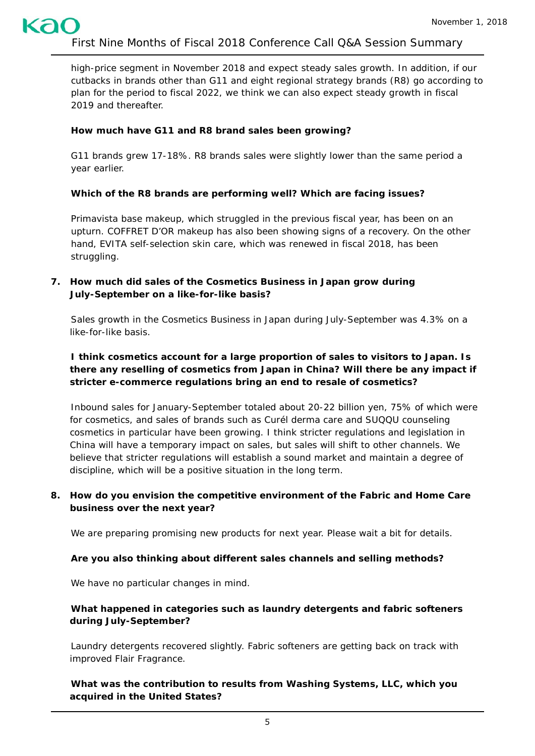high-price segment in November 2018 and expect steady sales growth. In addition, if our cutbacks in brands other than G11 and eight regional strategy brands (R8) go according to plan for the period to fiscal 2022, we think we can also expect steady growth in fiscal 2019 and thereafter.

**How much have G11 and R8 brand sales been growing?**

G11 brands grew 17-18%. R8 brands sales were slightly lower than the same period a year earlier.

**Which of the R8 brands are performing well? Which are facing issues?**

Primavista base makeup, which struggled in the previous fiscal year, has been on an upturn. COFFRET D'OR makeup has also been showing signs of a recovery. On the other hand, EVITA self-selection skin care, which was renewed in fiscal 2018, has been struggling.

7. **How much did sales of the Cosmetics Business in Japan grow during July-September on a like-for-like basis?**

Sales growth in the Cosmetics Business in Japan during July-September was 4.3% on a like-for-like basis.

**I think cosmetics account for a large proportion of sales to visitors to Japan. Is there any reselling of cosmetics from Japan in China? Will there be any impact if stricter e-commerce regulations bring an end to resale of cosmetics?**

Inbound sales for January-September totaled about 20-22 billion yen, 75% of which were for cosmetics, and sales of brands such as Curél derma care and SUQQU counseling cosmetics in particular have been growing. I think stricter regulations and legislation in China will have a temporary impact on sales, but sales will shift to other channels. We believe that stricter regulations will establish a sound market and maintain a degree of discipline, which will be a positive situation in the long term.

8. **How do you envision the competitive environment of the Fabric and Home Care business over the next year?**

We are preparing promising new products for next year. Please wait a bit for details.

**Are you also thinking about different sales channels and selling methods?**

We have no particular changes in mind.

**What happened in categories such as laundry detergents and fabric softeners during July-September?**

Laundry detergents recovered slightly. Fabric softeners are getting back on track with improved Flair Fragrance.

**What was the contribution to results from Washing Systems, LLC, which you acquired in the United States?**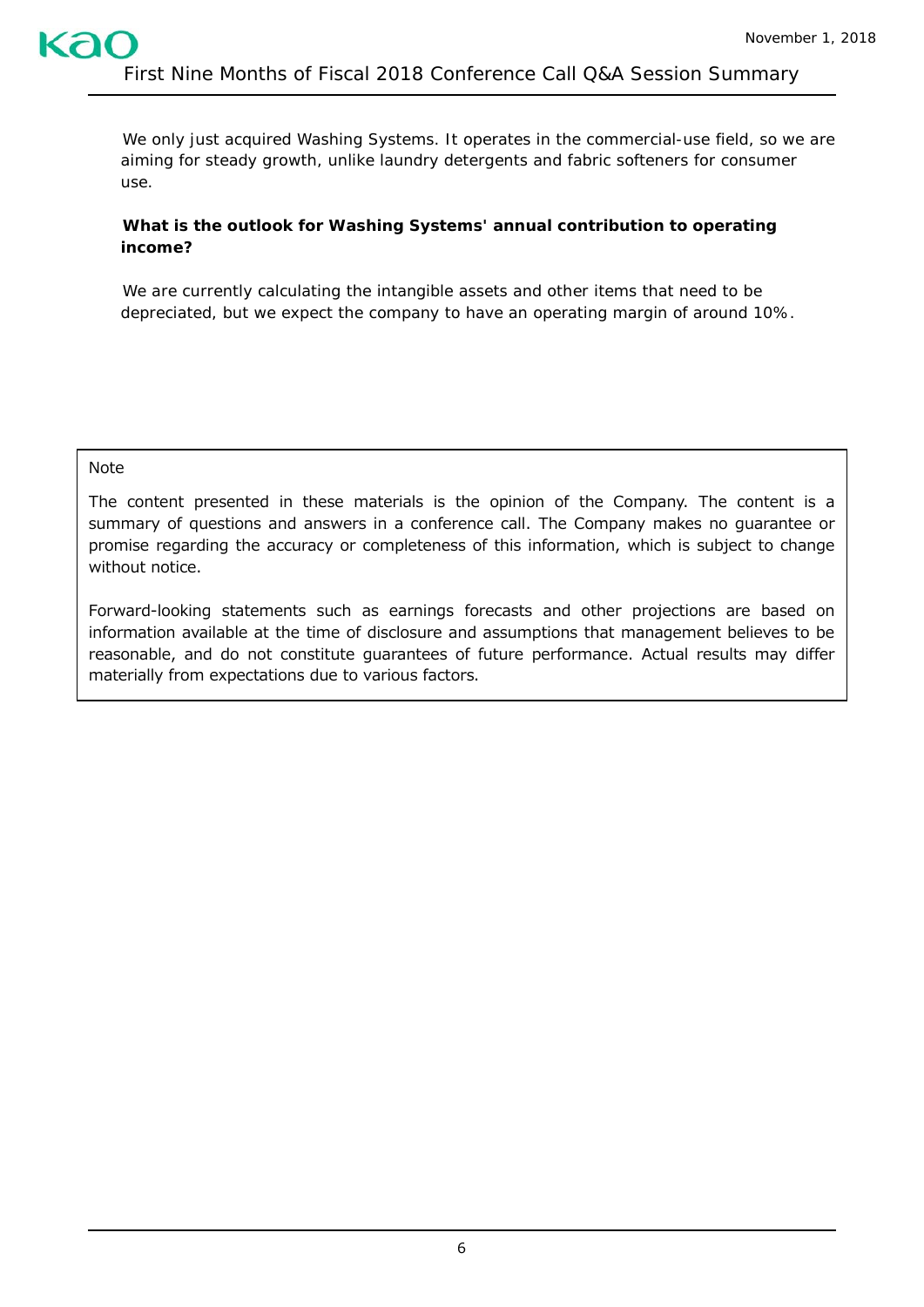We only just acquired Washing Systems. It operates in the commercial-use field, so we are aiming for steady growth, unlike laundry detergents and fabric softeners for consumer use.

**What is the outlook for Washing Systems' annual contribution to operating income?**

We are currently calculating the intangible assets and other items that need to be depreciated, but we expect the company to have an operating margin of around 10%.

Note

The content presented in these materials is the opinion of the Company. The content is a summary of questions and answers in a conference call. The Company makes no guarantee or promise regarding the accuracy or completeness of this information, which is subject to change without notice.

Forward-looking statements such as earnings forecasts and other projections are based on information available at the time of disclosure and assumptions that management believes to be reasonable, and do not constitute guarantees of future performance. Actual results may differ materially from expectations due to various factors.